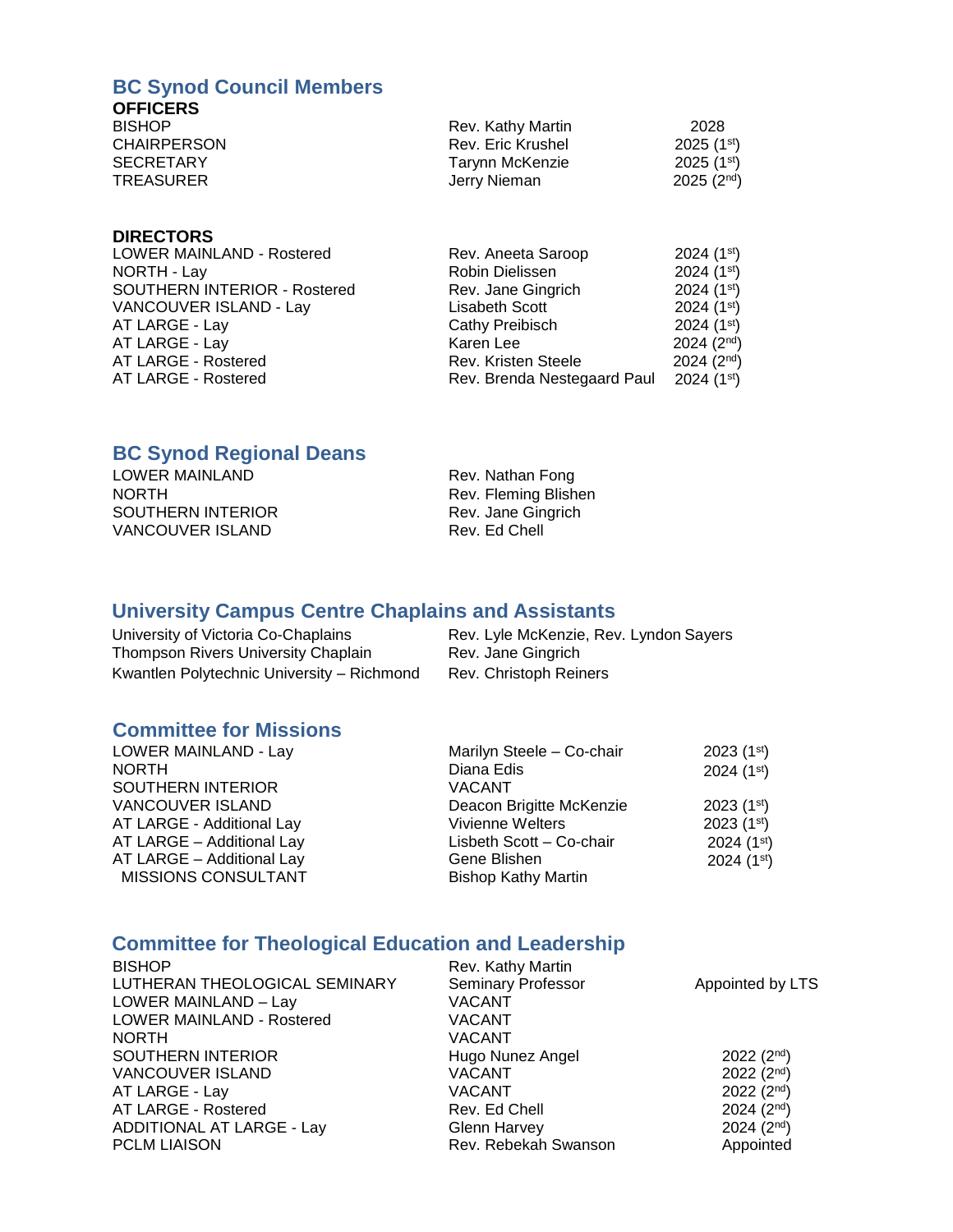## BC Synod Council Members

### OFFICERS

| | | |
|---|---|---|
| BISHOP | Rev. Kathy Martin | 2028 |
| CHAIRPERSON | Rev. Eric Krushel | 2025 (1st) |
| SECRETARY | Tarynn McKenzie | 2025 (1st) |
| TREASURER | Jerry Nieman | 2025 (2nd) |

### DIRECTORS

| | | |
|---|---|---|
| LOWER MAINLAND - Rostered | Rev. Aneeta Saroop | 2024 (1st) |
| NORTH - Lay | Robin Dielissen | 2024 (1st) |
| SOUTHERN INTERIOR - Rostered | Rev. Jane Gingrich | 2024 (1st) |
| VANCOUVER ISLAND - Lay | Lisabeth Scott | 2024 (1st) |
| AT LARGE - Lay | Cathy Preibisch | 2024 (1st) |
| AT LARGE - Lay | Karen Lee | 2024 (2nd) |
| AT LARGE - Rostered | Rev. Kristen Steele | 2024 (2nd) |
| AT LARGE - Rostered | Rev. Brenda Nestegaard Paul | 2024 (1st) |

## BC Synod Regional Deans

| | |
|---|---|
| LOWER MAINLAND | Rev. Nathan Fong |
| NORTH | Rev. Fleming Blishen |
| SOUTHERN INTERIOR | Rev. Jane Gingrich |
| VANCOUVER ISLAND | Rev. Ed Chell |

## University Campus Centre Chaplains and Assistants

| | |
|---|---|
| University of Victoria Co-Chaplains | Rev. Lyle McKenzie, Rev. Lyndon Sayers |
| Thompson Rivers University Chaplain | Rev. Jane Gingrich |
| Kwantlen Polytechnic University – Richmond | Rev. Christoph Reiners |

## Committee for Missions

| | | |
|---|---|---|
| LOWER MAINLAND - Lay | Marilyn Steele – Co-chair | 2023 (1st) |
| NORTH | Diana Edis | 2024 (1st) |
| SOUTHERN INTERIOR | VACANT | |
| VANCOUVER ISLAND | Deacon Brigitte McKenzie | 2023 (1st) |
| AT LARGE - Additional Lay | Vivienne Welters | 2023 (1st) |
| AT LARGE – Additional Lay | Lisbeth Scott – Co-chair | 2024 (1st) |
| AT LARGE – Additional Lay | Gene Blishen | 2024 (1st) |
| MISSIONS CONSULTANT | Bishop Kathy Martin | |

## Committee for Theological Education and Leadership

| | | |
|---|---|---|
| BISHOP | Rev. Kathy Martin | |
| LUTHERAN THEOLOGICAL SEMINARY | Seminary Professor | Appointed by LTS |
| LOWER MAINLAND – Lay | VACANT | |
| LOWER MAINLAND - Rostered | VACANT | |
| NORTH | VACANT | |
| SOUTHERN INTERIOR | Hugo Nunez Angel | 2022 (2nd) |
| VANCOUVER ISLAND | VACANT | 2022 (2nd) |
| AT LARGE - Lay | VACANT | 2022 (2nd) |
| AT LARGE - Rostered | Rev. Ed Chell | 2024 (2nd) |
| ADDITIONAL AT LARGE - Lay | Glenn Harvey | 2024 (2nd) |
| PCLM LIAISON | Rev. Rebekah Swanson | Appointed |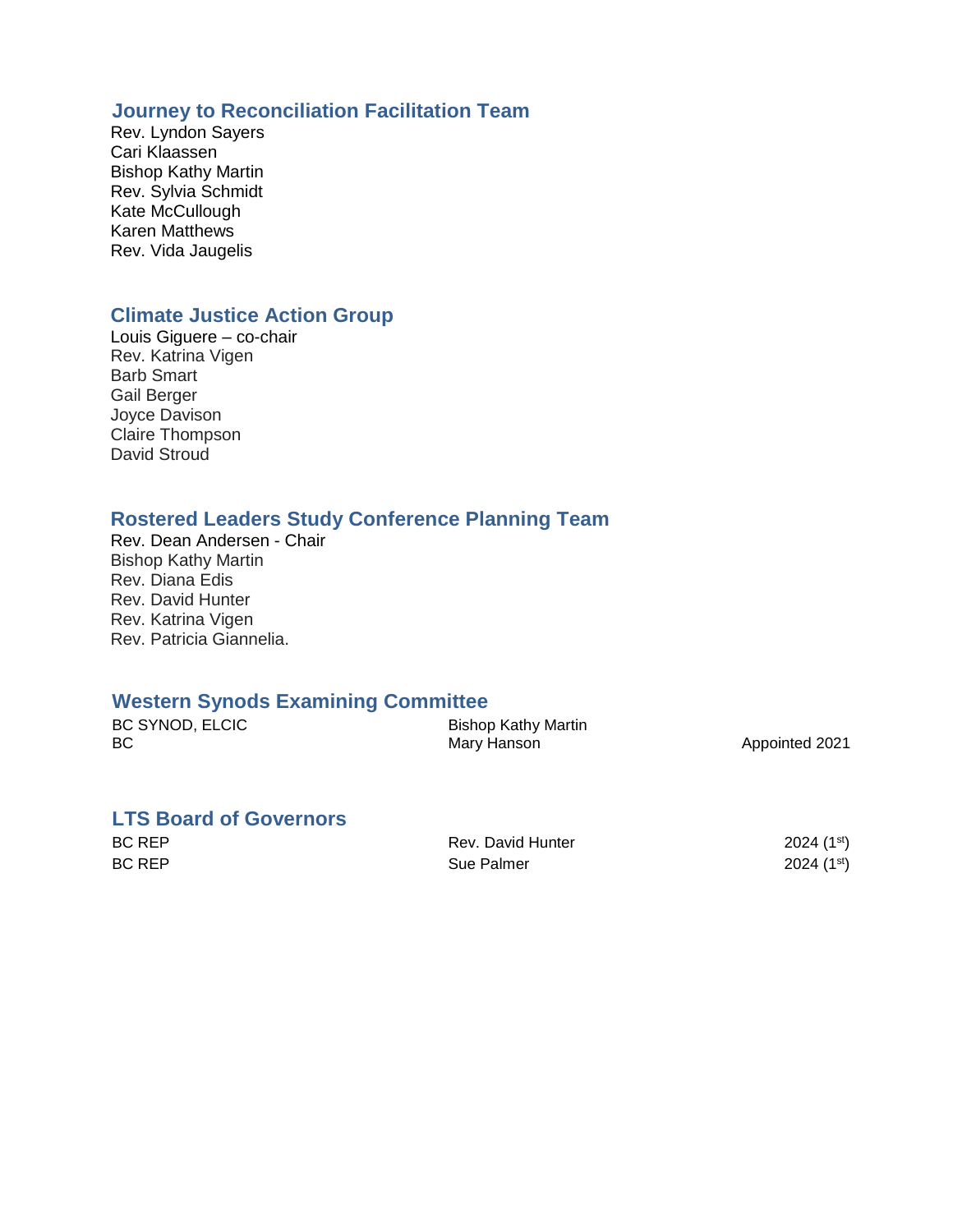## Journey to Reconciliation Facilitation Team

Rev. Lyndon Sayers
Cari Klaassen
Bishop Kathy Martin
Rev. Sylvia Schmidt
Kate McCullough
Karen Matthews
Rev. Vida Jaugelis

## Climate Justice Action Group

Louis Giguere – co-chair
Rev. Katrina Vigen
Barb Smart
Gail Berger
Joyce Davison
Claire Thompson
David Stroud

## Rostered Leaders Study Conference Planning Team

Rev. Dean Andersen - Chair
Bishop Kathy Martin
Rev. Diana Edis
Rev. David Hunter
Rev. Katrina Vigen
Rev. Patricia Giannelia.

## Western Synods Examining Committee

| | | |
|---|---|---|
| BC SYNOD, ELCIC | Bishop Kathy Martin | |
| BC | Mary Hanson | Appointed 2021 |

## LTS Board of Governors

| | | |
|---|---|---|
| BC REP | Rev. David Hunter | 2024 (1st) |
| BC REP | Sue Palmer | 2024 (1st) |